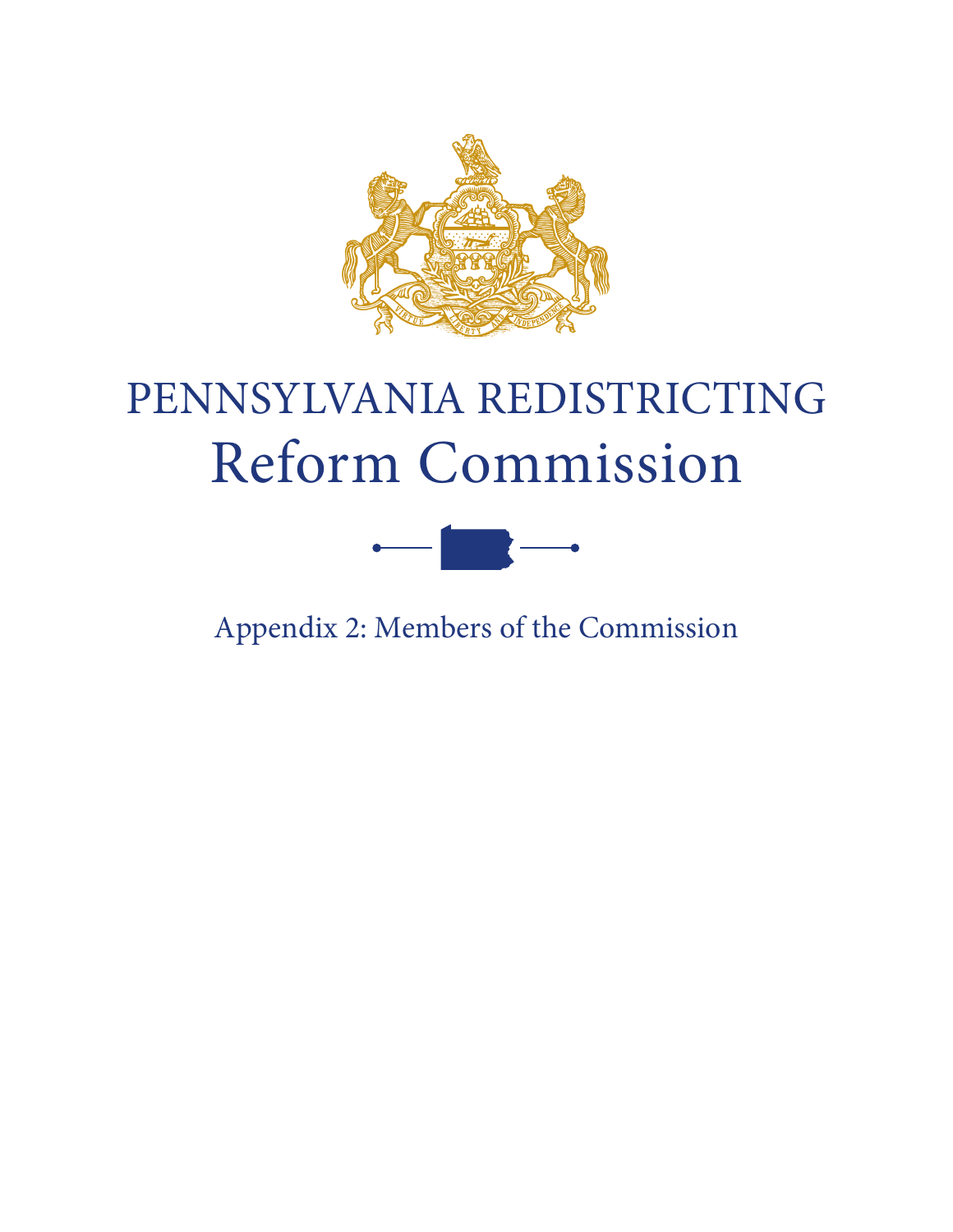# PENNSYLVANIA REDISTRICTING Reform Commission

## Appendix 2: Members of the Commission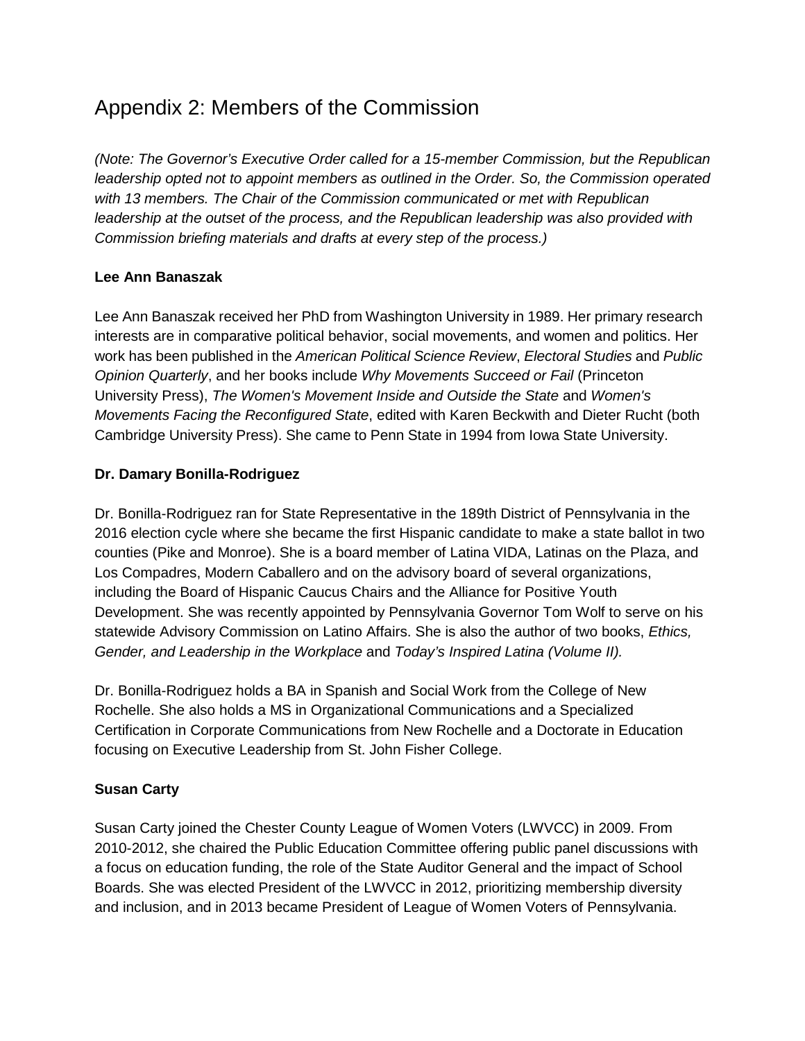# Appendix 2: Members of the Commission

*(Note: The Governor's Executive Order called for a 15-member Commission, but the Republican leadership opted not to appoint members as outlined in the Order. So, the Commission operated with 13 members. The Chair of the Commission communicated or met with Republican leadership at the outset of the process, and the Republican leadership was also provided with Commission briefing materials and drafts at every step of the process.)*

**Lee Ann Banaszak**

Lee Ann Banaszak received her PhD from Washington University in 1989. Her primary research interests are in comparative political behavior, social movements, and women and politics. Her work has been published in the *American Political Science Review*, *Electoral Studies* and *Public Opinion Quarterly*, and her books include *Why Movements Succeed or Fail* (Princeton University Press), *The Women's Movement Inside and Outside the State* and *Women's Movements Facing the Reconfigured State*, edited with Karen Beckwith and Dieter Rucht (both Cambridge University Press). She came to Penn State in 1994 from Iowa State University.

**Dr. Damary Bonilla-Rodriguez**

Dr. Bonilla-Rodriguez ran for State Representative in the 189th District of Pennsylvania in the 2016 election cycle where she became the first Hispanic candidate to make a state ballot in two counties (Pike and Monroe). She is a board member of Latina VIDA, Latinas on the Plaza, and Los Compadres, Modern Caballero and on the advisory board of several organizations, including the Board of Hispanic Caucus Chairs and the Alliance for Positive Youth Development. She was recently appointed by Pennsylvania Governor Tom Wolf to serve on his statewide Advisory Commission on Latino Affairs. She is also the author of two books, *Ethics, Gender, and Leadership in the Workplace* and *Today's Inspired Latina (Volume II).*

Dr. Bonilla-Rodriguez holds a BA in Spanish and Social Work from the College of New Rochelle. She also holds a MS in Organizational Communications and a Specialized Certification in Corporate Communications from New Rochelle and a Doctorate in Education focusing on Executive Leadership from St. John Fisher College.

**Susan Carty**

Susan Carty joined the Chester County League of Women Voters (LWVCC) in 2009. From 2010-2012, she chaired the Public Education Committee offering public panel discussions with a focus on education funding, the role of the State Auditor General and the impact of School Boards. She was elected President of the LWVCC in 2012, prioritizing membership diversity and inclusion, and in 2013 became President of League of Women Voters of Pennsylvania.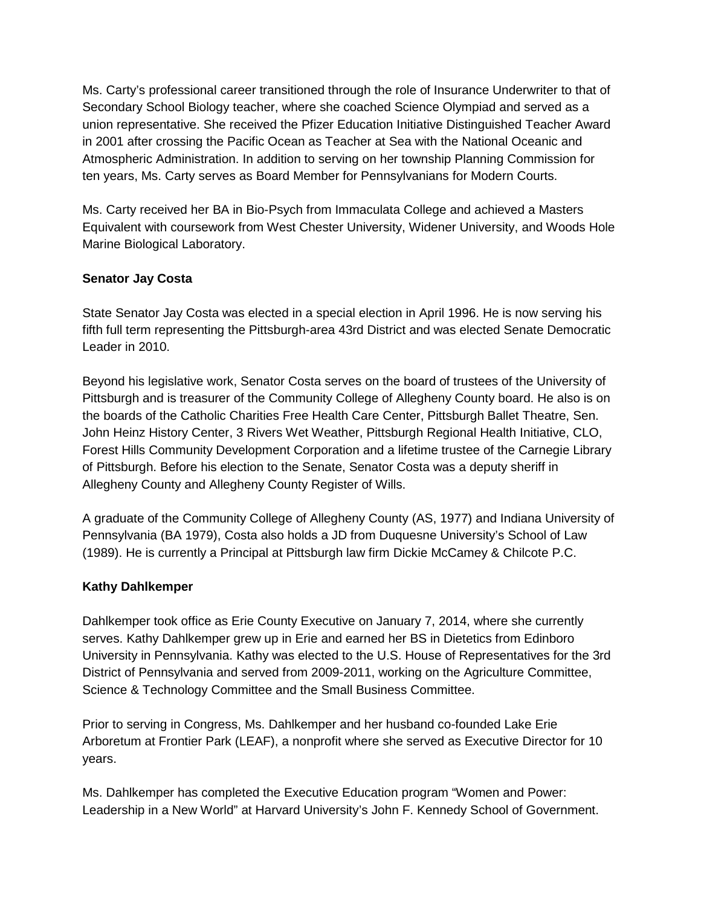Ms. Carty's professional career transitioned through the role of Insurance Underwriter to that of Secondary School Biology teacher, where she coached Science Olympiad and served as a union representative. She received the Pfizer Education Initiative Distinguished Teacher Award in 2001 after crossing the Pacific Ocean as Teacher at Sea with the National Oceanic and Atmospheric Administration. In addition to serving on her township Planning Commission for ten years, Ms. Carty serves as Board Member for Pennsylvanians for Modern Courts.

Ms. Carty received her BA in Bio-Psych from Immaculata College and achieved a Masters Equivalent with coursework from West Chester University, Widener University, and Woods Hole Marine Biological Laboratory.

**Senator Jay Costa**

State Senator Jay Costa was elected in a special election in April 1996. He is now serving his fifth full term representing the Pittsburgh-area 43rd District and was elected Senate Democratic Leader in 2010.

Beyond his legislative work, Senator Costa serves on the board of trustees of the University of Pittsburgh and is treasurer of the Community College of Allegheny County board. He also is on the boards of the Catholic Charities Free Health Care Center, Pittsburgh Ballet Theatre, Sen. John Heinz History Center, 3 Rivers Wet Weather, Pittsburgh Regional Health Initiative, CLO, Forest Hills Community Development Corporation and a lifetime trustee of the Carnegie Library of Pittsburgh. Before his election to the Senate, Senator Costa was a deputy sheriff in Allegheny County and Allegheny County Register of Wills.

A graduate of the Community College of Allegheny County (AS, 1977) and Indiana University of Pennsylvania (BA 1979), Costa also holds a JD from Duquesne University's School of Law (1989). He is currently a Principal at Pittsburgh law firm Dickie McCamey & Chilcote P.C.

**Kathy Dahlkemper**

Dahlkemper took office as Erie County Executive on January 7, 2014, where she currently serves. Kathy Dahlkemper grew up in Erie and earned her BS in Dietetics from Edinboro University in Pennsylvania. Kathy was elected to the U.S. House of Representatives for the 3rd District of Pennsylvania and served from 2009-2011, working on the Agriculture Committee, Science & Technology Committee and the Small Business Committee.

Prior to serving in Congress, Ms. Dahlkemper and her husband co-founded Lake Erie Arboretum at Frontier Park (LEAF), a nonprofit where she served as Executive Director for 10 years.

Ms. Dahlkemper has completed the Executive Education program "Women and Power: Leadership in a New World" at Harvard University's John F. Kennedy School of Government.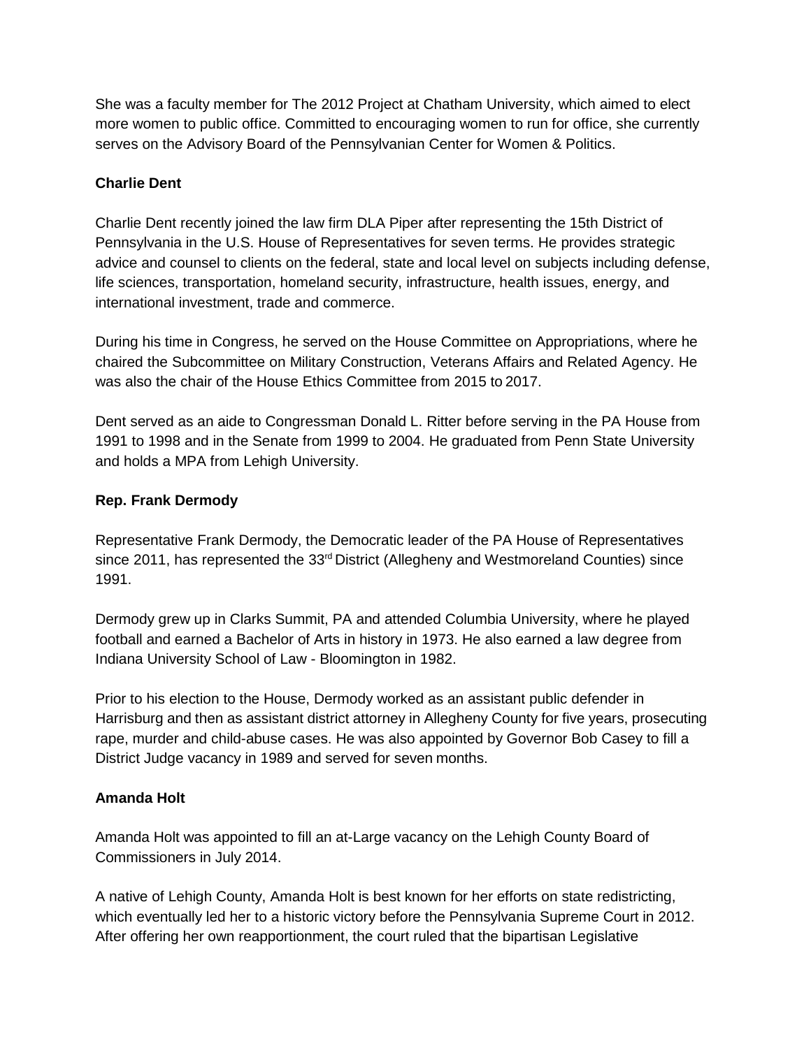She was a faculty member for The 2012 Project at Chatham University, which aimed to elect more women to public office. Committed to encouraging women to run for office, she currently serves on the Advisory Board of the Pennsylvanian Center for Women & Politics.

**Charlie Dent**

Charlie Dent recently joined the law firm DLA Piper after representing the 15th District of Pennsylvania in the U.S. House of Representatives for seven terms. He provides strategic advice and counsel to clients on the federal, state and local level on subjects including defense, life sciences, transportation, homeland security, infrastructure, health issues, energy, and international investment, trade and commerce.

During his time in Congress, he served on the House Committee on Appropriations, where he chaired the Subcommittee on Military Construction, Veterans Affairs and Related Agency. He was also the chair of the House Ethics Committee from 2015 to 2017.

Dent served as an aide to Congressman Donald L. Ritter before serving in the PA House from 1991 to 1998 and in the Senate from 1999 to 2004. He graduated from Penn State University and holds a MPA from Lehigh University.

**Rep. Frank Dermody**

Representative Frank Dermody, the Democratic leader of the PA House of Representatives since 2011, has represented the 33rd District (Allegheny and Westmoreland Counties) since 1991.

Dermody grew up in Clarks Summit, PA and attended Columbia University, where he played football and earned a Bachelor of Arts in history in 1973. He also earned a law degree from Indiana University School of Law - Bloomington in 1982.

Prior to his election to the House, Dermody worked as an assistant public defender in Harrisburg and then as assistant district attorney in Allegheny County for five years, prosecuting rape, murder and child-abuse cases. He was also appointed by Governor Bob Casey to fill a District Judge vacancy in 1989 and served for seven months.

**Amanda Holt**

Amanda Holt was appointed to fill an at-Large vacancy on the Lehigh County Board of Commissioners in July 2014.

A native of Lehigh County, Amanda Holt is best known for her efforts on state redistricting, which eventually led her to a historic victory before the Pennsylvania Supreme Court in 2012. After offering her own reapportionment, the court ruled that the bipartisan Legislative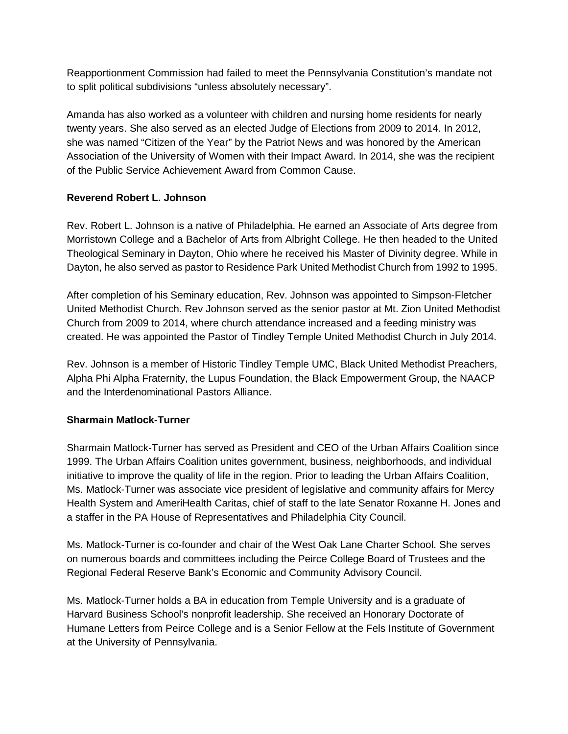Reapportionment Commission had failed to meet the Pennsylvania Constitution's mandate not to split political subdivisions "unless absolutely necessary".

Amanda has also worked as a volunteer with children and nursing home residents for nearly twenty years. She also served as an elected Judge of Elections from 2009 to 2014. In 2012, she was named "Citizen of the Year" by the Patriot News and was honored by the American Association of the University of Women with their Impact Award. In 2014, she was the recipient of the Public Service Achievement Award from Common Cause.

**Reverend Robert L. Johnson**

Rev. Robert L. Johnson is a native of Philadelphia. He earned an Associate of Arts degree from Morristown College and a Bachelor of Arts from Albright College. He then headed to the United Theological Seminary in Dayton, Ohio where he received his Master of Divinity degree. While in Dayton, he also served as pastor to Residence Park United Methodist Church from 1992 to 1995.

After completion of his Seminary education, Rev. Johnson was appointed to Simpson-Fletcher United Methodist Church. Rev Johnson served as the senior pastor at Mt. Zion United Methodist Church from 2009 to 2014, where church attendance increased and a feeding ministry was created. He was appointed the Pastor of Tindley Temple United Methodist Church in July 2014.

Rev. Johnson is a member of Historic Tindley Temple UMC, Black United Methodist Preachers, Alpha Phi Alpha Fraternity, the Lupus Foundation, the Black Empowerment Group, the NAACP and the Interdenominational Pastors Alliance.

**Sharmain Matlock-Turner**

Sharmain Matlock-Turner has served as President and CEO of the Urban Affairs Coalition since 1999. The Urban Affairs Coalition unites government, business, neighborhoods, and individual initiative to improve the quality of life in the region. Prior to leading the Urban Affairs Coalition, Ms. Matlock-Turner was associate vice president of legislative and community affairs for Mercy Health System and AmeriHealth Caritas, chief of staff to the late Senator Roxanne H. Jones and a staffer in the PA House of Representatives and Philadelphia City Council.

Ms. Matlock-Turner is co-founder and chair of the West Oak Lane Charter School. She serves on numerous boards and committees including the Peirce College Board of Trustees and the Regional Federal Reserve Bank's Economic and Community Advisory Council.

Ms. Matlock-Turner holds a BA in education from Temple University and is a graduate of Harvard Business School's nonprofit leadership. She received an Honorary Doctorate of Humane Letters from Peirce College and is a Senior Fellow at the Fels Institute of Government at the University of Pennsylvania.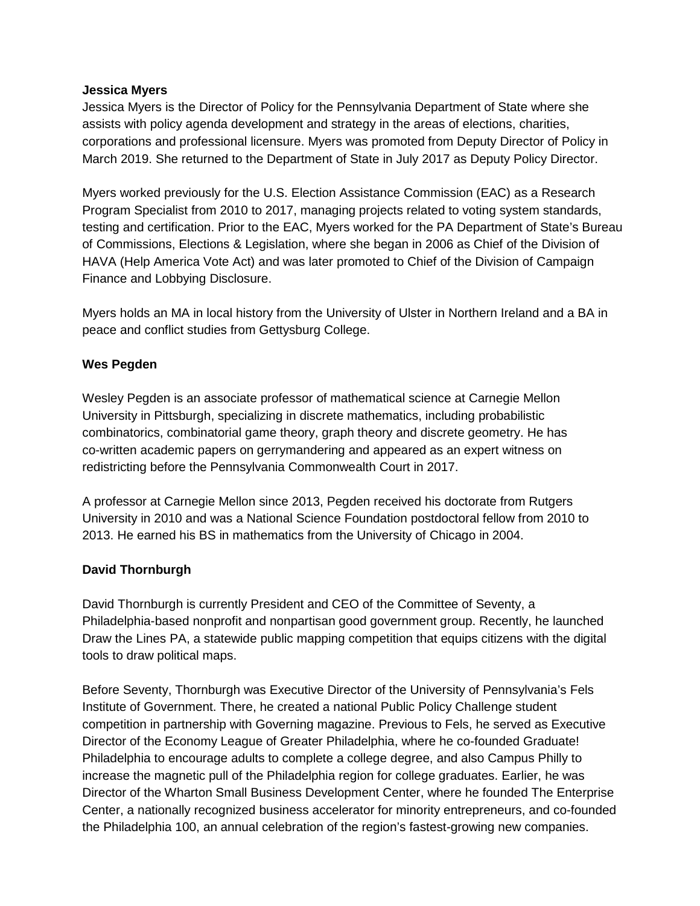**Jessica Myers**

Jessica Myers is the Director of Policy for the Pennsylvania Department of State where she assists with policy agenda development and strategy in the areas of elections, charities, corporations and professional licensure. Myers was promoted from Deputy Director of Policy in March 2019. She returned to the Department of State in July 2017 as Deputy Policy Director.

Myers worked previously for the U.S. Election Assistance Commission (EAC) as a Research Program Specialist from 2010 to 2017, managing projects related to voting system standards, testing and certification. Prior to the EAC, Myers worked for the PA Department of State's Bureau of Commissions, Elections & Legislation, where she began in 2006 as Chief of the Division of HAVA (Help America Vote Act) and was later promoted to Chief of the Division of Campaign Finance and Lobbying Disclosure.

Myers holds an MA in local history from the University of Ulster in Northern Ireland and a BA in peace and conflict studies from Gettysburg College.

**Wes Pegden**

Wesley Pegden is an associate professor of mathematical science at Carnegie Mellon University in Pittsburgh, specializing in discrete mathematics, including probabilistic combinatorics, combinatorial game theory, graph theory and discrete geometry. He has co-written academic papers on gerrymandering and appeared as an expert witness on redistricting before the Pennsylvania Commonwealth Court in 2017.

A professor at Carnegie Mellon since 2013, Pegden received his doctorate from Rutgers University in 2010 and was a National Science Foundation postdoctoral fellow from 2010 to 2013. He earned his BS in mathematics from the University of Chicago in 2004.

**David Thornburgh**

David Thornburgh is currently President and CEO of the Committee of Seventy, a Philadelphia-based nonprofit and nonpartisan good government group. Recently, he launched Draw the Lines PA, a statewide public mapping competition that equips citizens with the digital tools to draw political maps.

Before Seventy, Thornburgh was Executive Director of the University of Pennsylvania's Fels Institute of Government. There, he created a national Public Policy Challenge student competition in partnership with Governing magazine. Previous to Fels, he served as Executive Director of the Economy League of Greater Philadelphia, where he co-founded Graduate! Philadelphia to encourage adults to complete a college degree, and also Campus Philly to increase the magnetic pull of the Philadelphia region for college graduates. Earlier, he was Director of the Wharton Small Business Development Center, where he founded The Enterprise Center, a nationally recognized business accelerator for minority entrepreneurs, and co-founded the Philadelphia 100, an annual celebration of the region's fastest-growing new companies.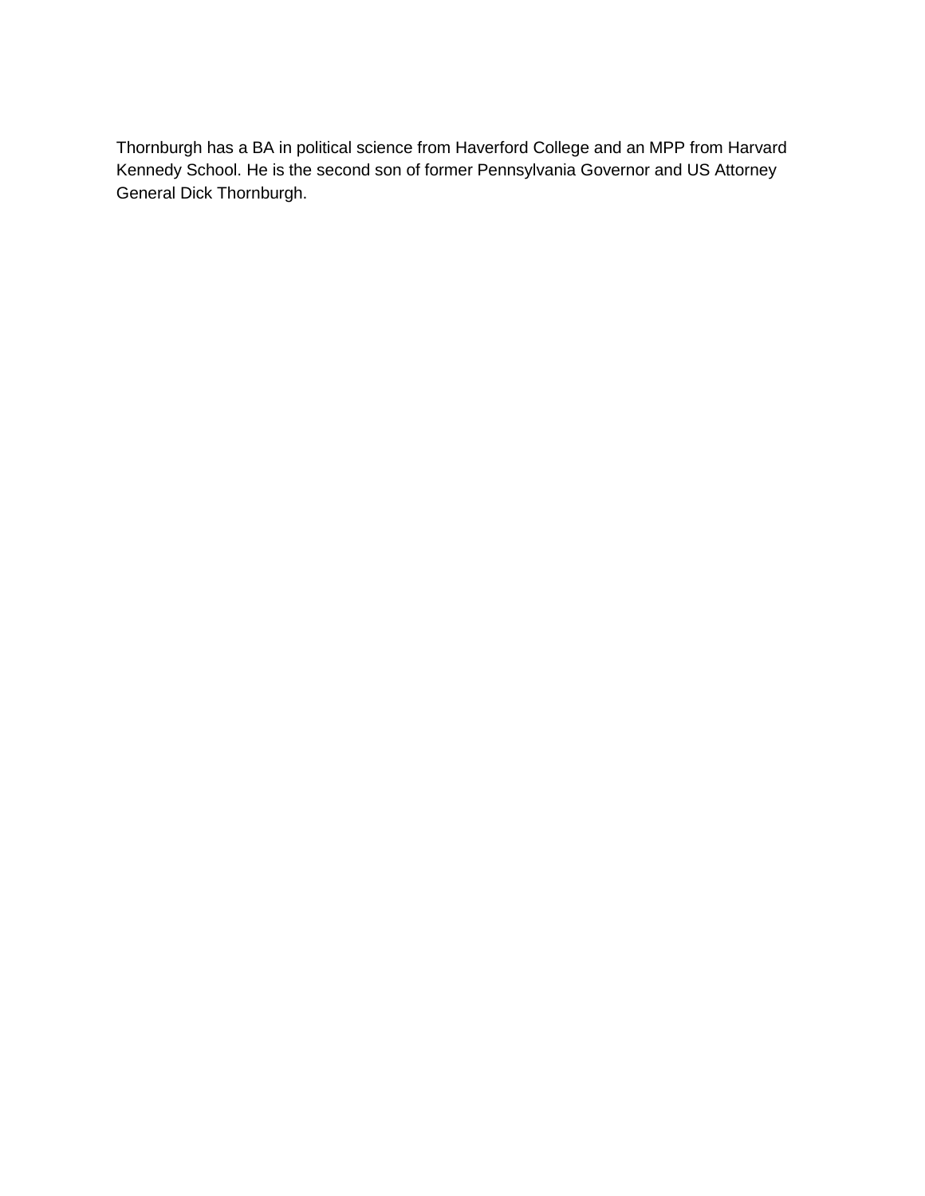Thornburgh has a BA in political science from Haverford College and an MPP from Harvard Kennedy School. He is the second son of former Pennsylvania Governor and US Attorney General Dick Thornburgh.